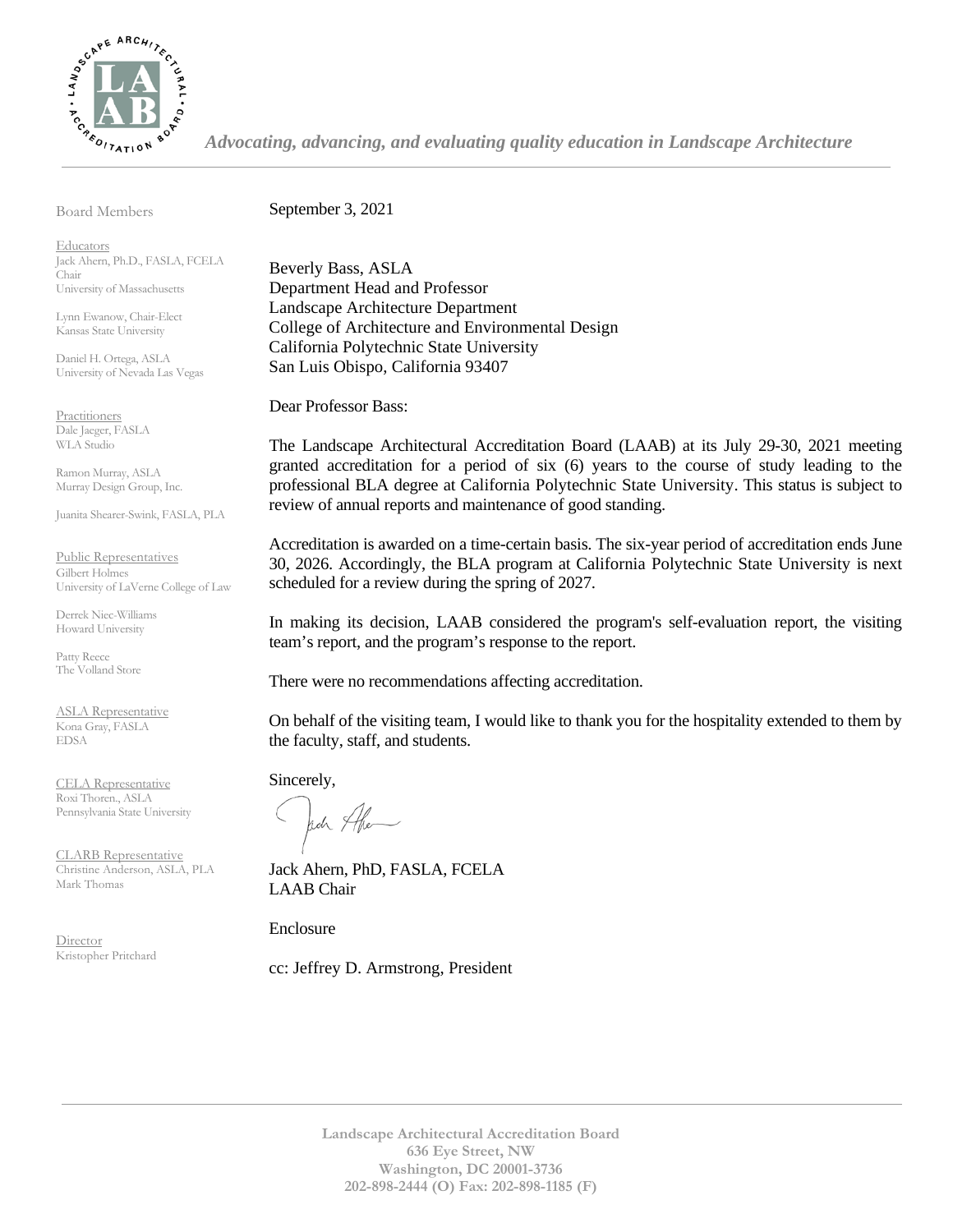*Advocating, advancing, and evaluating quality education in Landscape Architecture*

Board Members

Educators
Jack Ahern, Ph.D., FASLA, FCELA
Chair
University of Massachusetts

Lynn Ewanow, Chair-Elect
Kansas State University

Daniel H. Ortega, ASLA
University of Nevada Las Vegas

Practitioners
Dale Jaeger, FASLA
WLA Studio

Ramon Murray, ASLA
Murray Design Group, Inc.

Juanita Shearer-Swink, FASLA, PLA

Public Representatives
Gilbert Holmes
University of LaVerne College of Law

Derrek Niec-Williams
Howard University

Patty Reece
The Volland Store

ASLA Representative
Kona Gray, FASLA
EDSA

CELA Representative
Roxi Thoren., ASLA
Pennsylvania State University

CLARB Representative
Christine Anderson, ASLA, PLA
Mark Thomas

Director
Kristopher Pritchard

September 3, 2021

Beverly Bass, ASLA
Department Head and Professor
Landscape Architecture Department
College of Architecture and Environmental Design
California Polytechnic State University
San Luis Obispo, California 93407

Dear Professor Bass:

The Landscape Architectural Accreditation Board (LAAB) at its July 29-30, 2021 meeting granted accreditation for a period of six (6) years to the course of study leading to the professional BLA degree at California Polytechnic State University. This status is subject to review of annual reports and maintenance of good standing.

Accreditation is awarded on a time-certain basis. The six-year period of accreditation ends June 30, 2026. Accordingly, the BLA program at California Polytechnic State University is next scheduled for a review during the spring of 2027.

In making its decision, LAAB considered the program's self-evaluation report, the visiting team's report, and the program's response to the report.

There were no recommendations affecting accreditation.

On behalf of the visiting team, I would like to thank you for the hospitality extended to them by the faculty, staff, and students.

Sincerely,

Jack Ahern, PhD, FASLA, FCELA
LAAB Chair

Enclosure

cc: Jeffrey D. Armstrong, President

**Landscape Architectural Accreditation Board**
**636 Eye Street, NW**
**Washington, DC 20001-3736**
**202-898-2444 (O) Fax: 202-898-1185 (F)**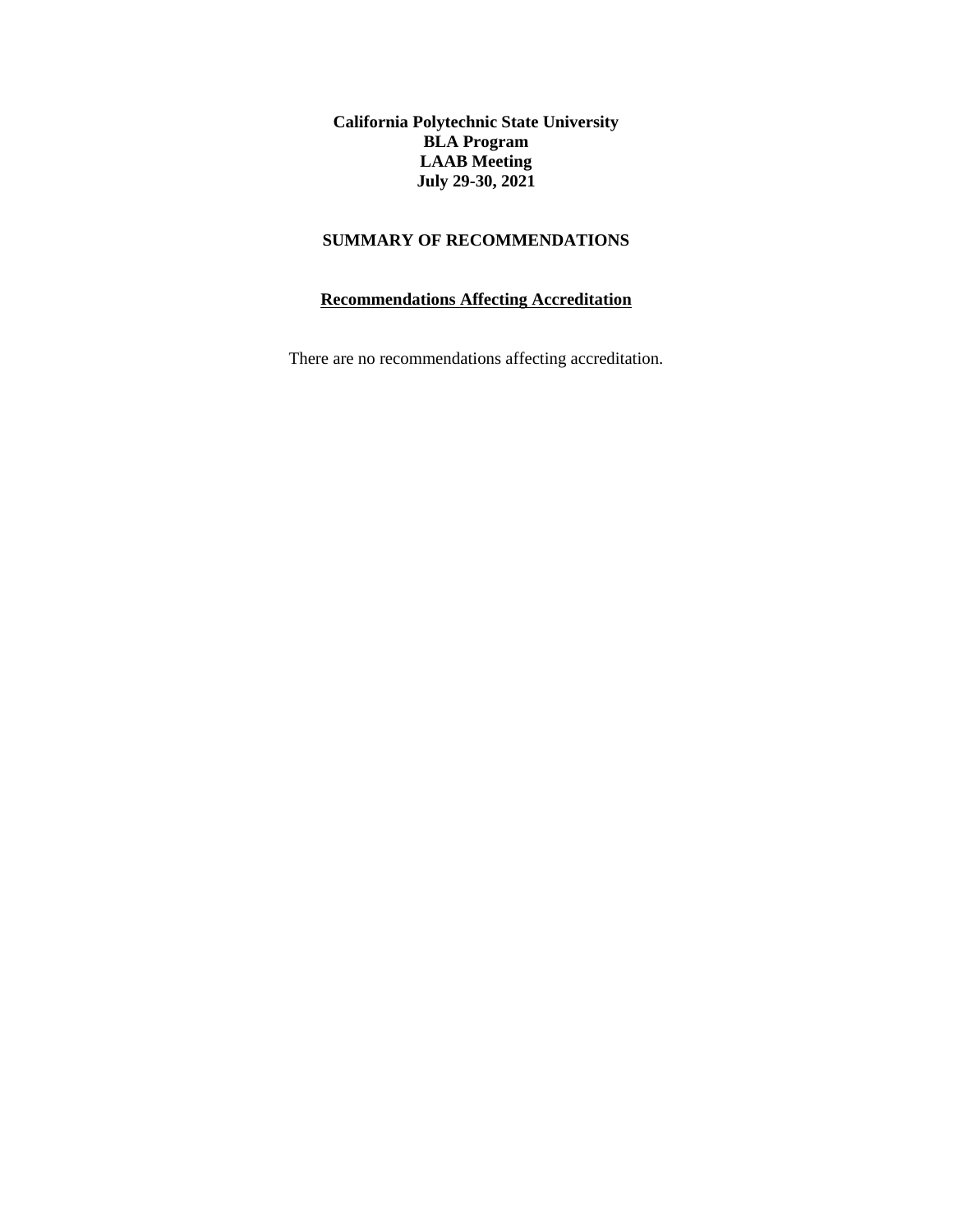**California Polytechnic State University**
**BLA Program**
**LAAB Meeting**
**July 29-30, 2021**

## SUMMARY OF RECOMMENDATIONS

### Recommendations Affecting Accreditation

There are no recommendations affecting accreditation.